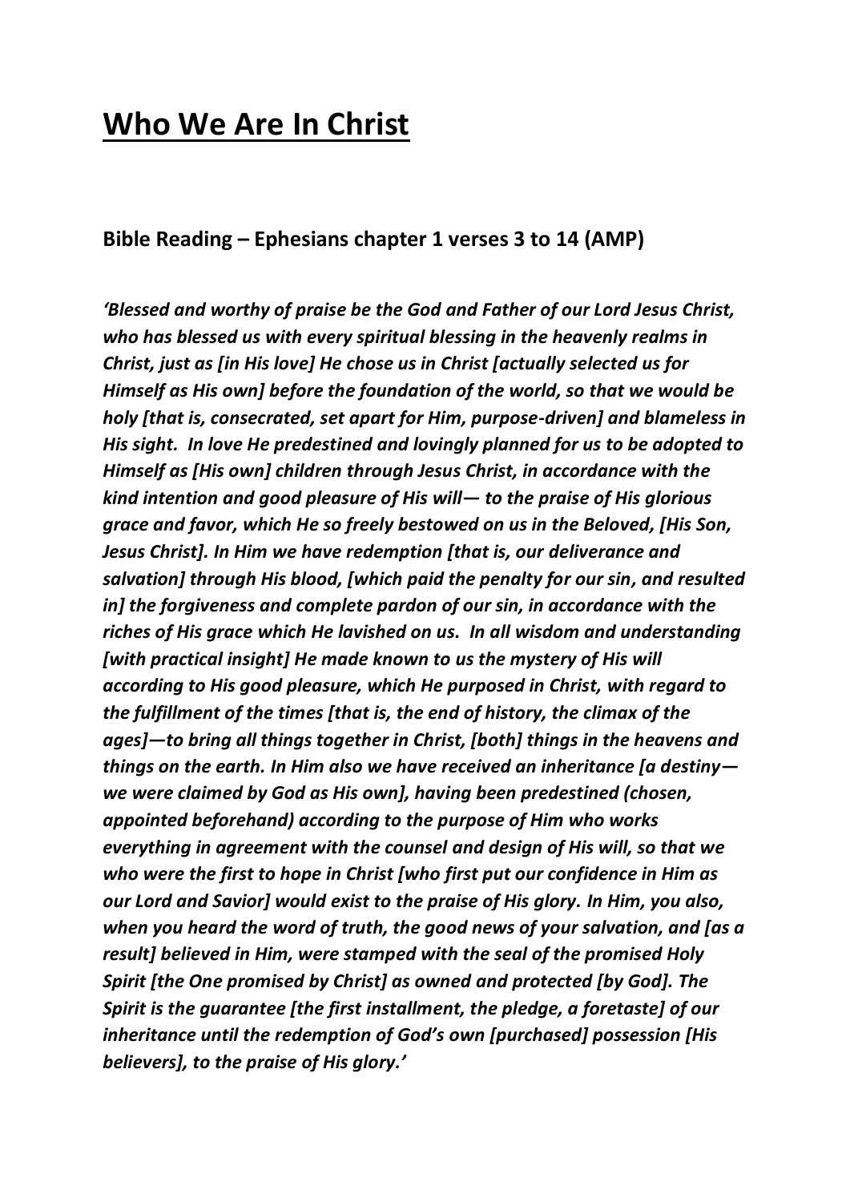# Who We Are In Christ

## Bible Reading – Ephesians chapter 1 verses 3 to 14 (AMP)

***'Blessed and worthy of praise be the God and Father of our Lord Jesus Christ, who has blessed us with every spiritual blessing in the heavenly realms in Christ, just as [in His love] He chose us in Christ [actually selected us for Himself as His own] before the foundation of the world, so that we would be holy [that is, consecrated, set apart for Him, purpose-driven] and blameless in His sight. In love He predestined and lovingly planned for us to be adopted to Himself as [His own] children through Jesus Christ, in accordance with the kind intention and good pleasure of His will— to the praise of His glorious grace and favor, which He so freely bestowed on us in the Beloved, [His Son, Jesus Christ]. In Him we have redemption [that is, our deliverance and salvation] through His blood, [which paid the penalty for our sin, and resulted in] the forgiveness and complete pardon of our sin, in accordance with the riches of His grace which He lavished on us. In all wisdom and understanding [with practical insight] He made known to us the mystery of His will according to His good pleasure, which He purposed in Christ, with regard to the fulfillment of the times [that is, the end of history, the climax of the ages]—to bring all things together in Christ, [both] things in the heavens and things on the earth. In Him also we have received an inheritance [a destiny—we were claimed by God as His own], having been predestined (chosen, appointed beforehand) according to the purpose of Him who works everything in agreement with the counsel and design of His will, so that we who were the first to hope in Christ [who first put our confidence in Him as our Lord and Savior] would exist to the praise of His glory. In Him, you also, when you heard the word of truth, the good news of your salvation, and [as a result] believed in Him, were stamped with the seal of the promised Holy Spirit [the One promised by Christ] as owned and protected [by God]. The Spirit is the guarantee [the first installment, the pledge, a foretaste] of our inheritance until the redemption of God's own [purchased] possession [His believers], to the praise of His glory.'***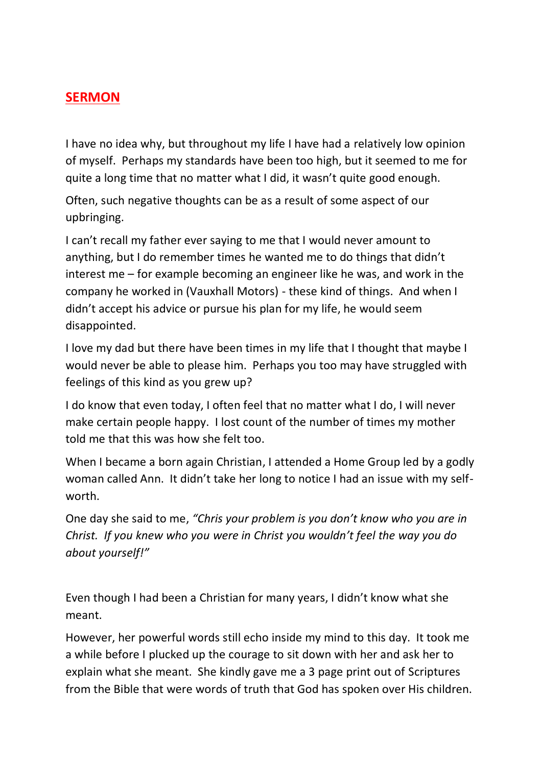## **SERMON**

I have no idea why, but throughout my life I have had a relatively low opinion of myself. Perhaps my standards have been too high, but it seemed to me for quite a long time that no matter what I did, it wasn't quite good enough.

Often, such negative thoughts can be as a result of some aspect of our upbringing.

I can't recall my father ever saying to me that I would never amount to anything, but I do remember times he wanted me to do things that didn't interest me – for example becoming an engineer like he was, and work in the company he worked in (Vauxhall Motors) - these kind of things. And when I didn't accept his advice or pursue his plan for my life, he would seem disappointed.

I love my dad but there have been times in my life that I thought that maybe I would never be able to please him. Perhaps you too may have struggled with feelings of this kind as you grew up?

I do know that even today, I often feel that no matter what I do, I will never make certain people happy. I lost count of the number of times my mother told me that this was how she felt too.

When I became a born again Christian, I attended a Home Group led by a godly woman called Ann. It didn't take her long to notice I had an issue with my self-worth.

One day she said to me, *"Chris your problem is you don't know who you are in Christ. If you knew who you were in Christ you wouldn't feel the way you do about yourself!"*

Even though I had been a Christian for many years, I didn't know what she meant.

However, her powerful words still echo inside my mind to this day. It took me a while before I plucked up the courage to sit down with her and ask her to explain what she meant. She kindly gave me a 3 page print out of Scriptures from the Bible that were words of truth that God has spoken over His children.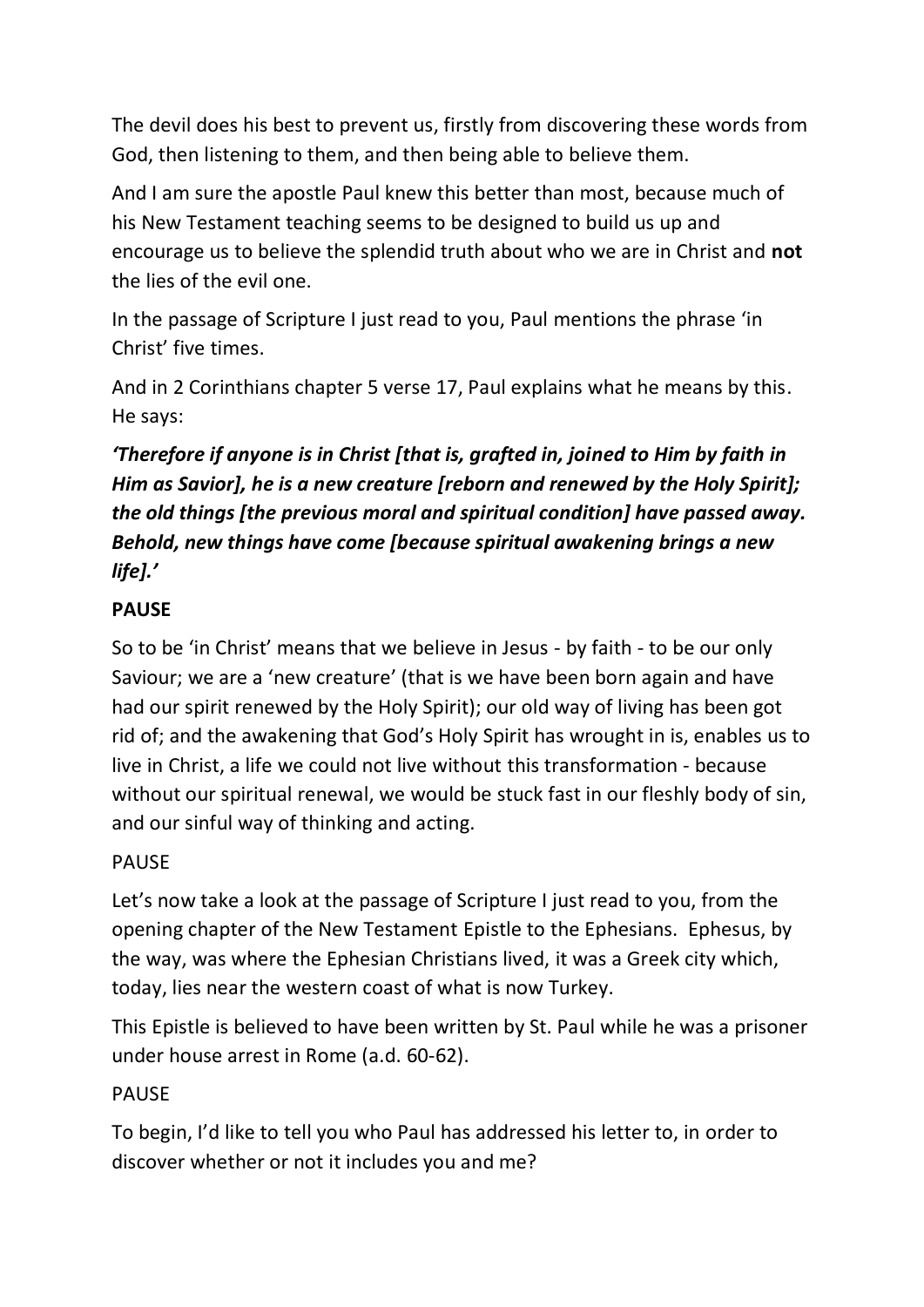The devil does his best to prevent us, firstly from discovering these words from God, then listening to them, and then being able to believe them.

And I am sure the apostle Paul knew this better than most, because much of his New Testament teaching seems to be designed to build us up and encourage us to believe the splendid truth about who we are in Christ and **not** the lies of the evil one.

In the passage of Scripture I just read to you, Paul mentions the phrase 'in Christ' five times.

And in 2 Corinthians chapter 5 verse 17, Paul explains what he means by this. He says:

***'Therefore if anyone is in Christ [that is, grafted in, joined to Him by faith in Him as Savior], he is a new creature [reborn and renewed by the Holy Spirit]; the old things [the previous moral and spiritual condition] have passed away. Behold, new things have come [because spiritual awakening brings a new life].'***

**PAUSE**

So to be 'in Christ' means that we believe in Jesus - by faith - to be our only Saviour; we are a 'new creature' (that is we have been born again and have had our spirit renewed by the Holy Spirit); our old way of living has been got rid of; and the awakening that God's Holy Spirit has wrought in is, enables us to live in Christ, a life we could not live without this transformation - because without our spiritual renewal, we would be stuck fast in our fleshly body of sin, and our sinful way of thinking and acting.

PAUSE

Let's now take a look at the passage of Scripture I just read to you, from the opening chapter of the New Testament Epistle to the Ephesians. Ephesus, by the way, was where the Ephesian Christians lived, it was a Greek city which, today, lies near the western coast of what is now Turkey.

This Epistle is believed to have been written by St. Paul while he was a prisoner under house arrest in Rome (a.d. 60-62).

PAUSE

To begin, I'd like to tell you who Paul has addressed his letter to, in order to discover whether or not it includes you and me?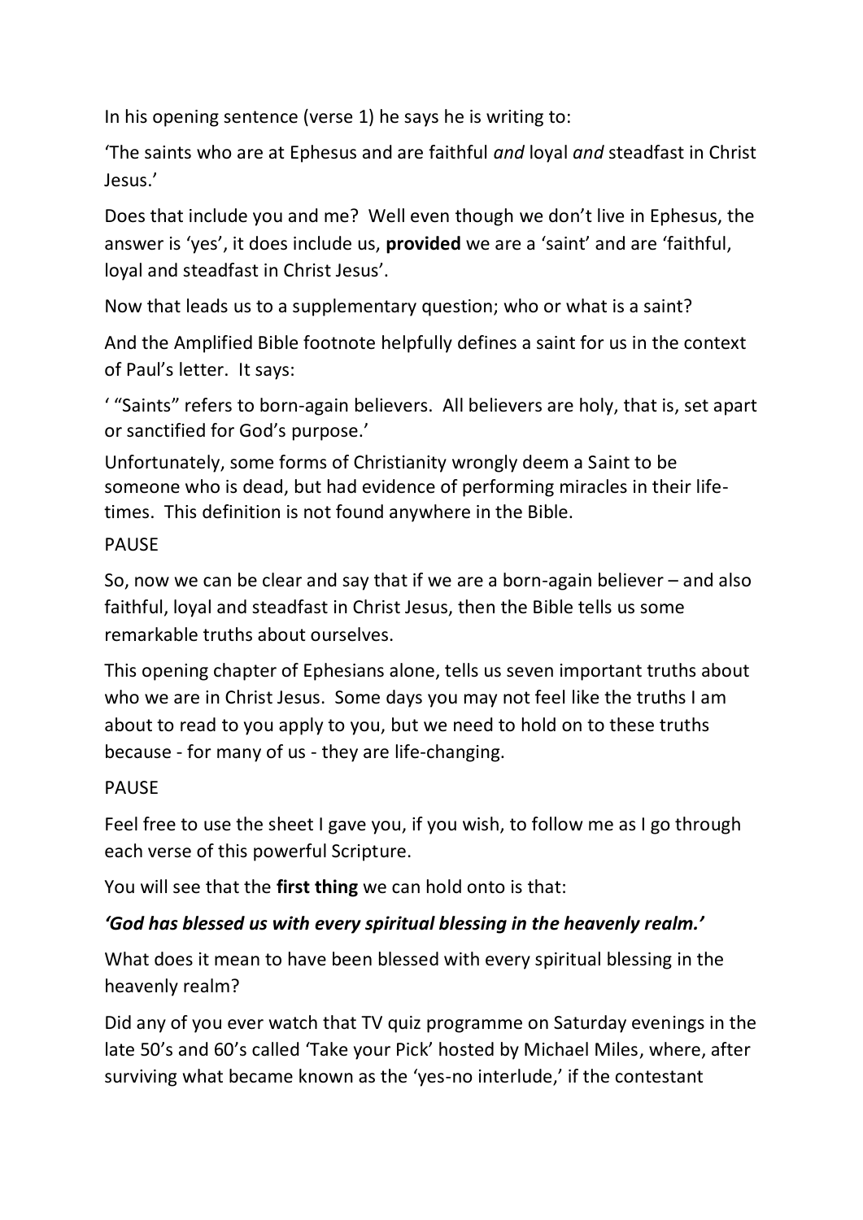In his opening sentence (verse 1) he says he is writing to:

'The saints who are at Ephesus and are faithful *and* loyal *and* steadfast in Christ Jesus.'

Does that include you and me? Well even though we don't live in Ephesus, the answer is 'yes', it does include us, **provided** we are a 'saint' and are 'faithful, loyal and steadfast in Christ Jesus'.

Now that leads us to a supplementary question; who or what is a saint?

And the Amplified Bible footnote helpfully defines a saint for us in the context of Paul's letter. It says:

' "Saints" refers to born-again believers. All believers are holy, that is, set apart or sanctified for God's purpose.'

Unfortunately, some forms of Christianity wrongly deem a Saint to be someone who is dead, but had evidence of performing miracles in their life-times. This definition is not found anywhere in the Bible.

PAUSE

So, now we can be clear and say that if we are a born-again believer – and also faithful, loyal and steadfast in Christ Jesus, then the Bible tells us some remarkable truths about ourselves.

This opening chapter of Ephesians alone, tells us seven important truths about who we are in Christ Jesus. Some days you may not feel like the truths I am about to read to you apply to you, but we need to hold on to these truths because - for many of us - they are life-changing.

PAUSE

Feel free to use the sheet I gave you, if you wish, to follow me as I go through each verse of this powerful Scripture.

You will see that the **first thing** we can hold onto is that:

***'God has blessed us with every spiritual blessing in the heavenly realm.'***

What does it mean to have been blessed with every spiritual blessing in the heavenly realm?

Did any of you ever watch that TV quiz programme on Saturday evenings in the late 50's and 60's called 'Take your Pick' hosted by Michael Miles, where, after surviving what became known as the 'yes-no interlude,' if the contestant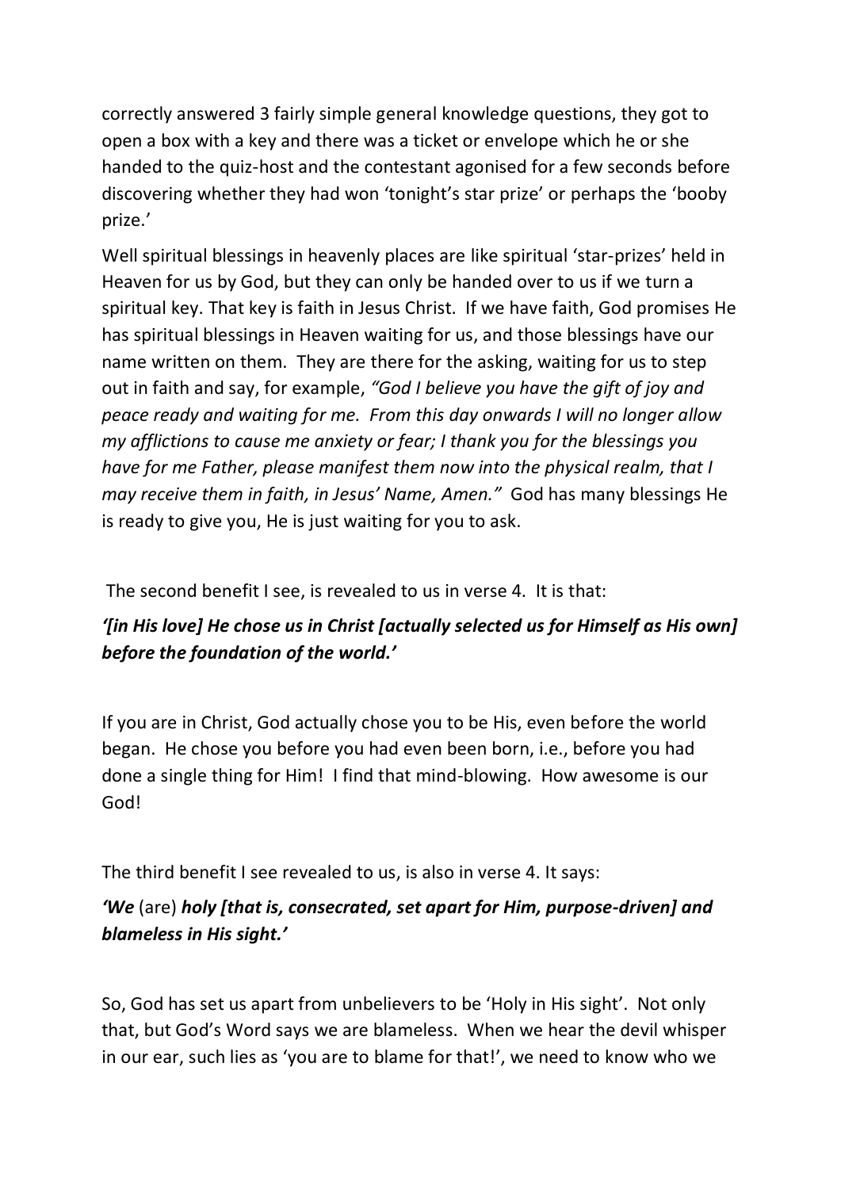correctly answered 3 fairly simple general knowledge questions, they got to open a box with a key and there was a ticket or envelope which he or she handed to the quiz-host and the contestant agonised for a few seconds before discovering whether they had won 'tonight's star prize' or perhaps the 'booby prize.'

Well spiritual blessings in heavenly places are like spiritual 'star-prizes' held in Heaven for us by God, but they can only be handed over to us if we turn a spiritual key. That key is faith in Jesus Christ. If we have faith, God promises He has spiritual blessings in Heaven waiting for us, and those blessings have our name written on them. They are there for the asking, waiting for us to step out in faith and say, for example, *"God I believe you have the gift of joy and peace ready and waiting for me. From this day onwards I will no longer allow my afflictions to cause me anxiety or fear; I thank you for the blessings you have for me Father, please manifest them now into the physical realm, that I may receive them in faith, in Jesus' Name, Amen."* God has many blessings He is ready to give you, He is just waiting for you to ask.

The second benefit I see, is revealed to us in verse 4. It is that:

***'[in His love] He chose us in Christ [actually selected us for Himself as His own] before the foundation of the world.'***

If you are in Christ, God actually chose you to be His, even before the world began. He chose you before you had even been born, i.e., before you had done a single thing for Him! I find that mind-blowing. How awesome is our God!

The third benefit I see revealed to us, is also in verse 4. It says:

***'We*** (are) ***holy [that is, consecrated, set apart for Him, purpose-driven] and blameless in His sight.'***

So, God has set us apart from unbelievers to be 'Holy in His sight'. Not only that, but God's Word says we are blameless. When we hear the devil whisper in our ear, such lies as 'you are to blame for that!', we need to know who we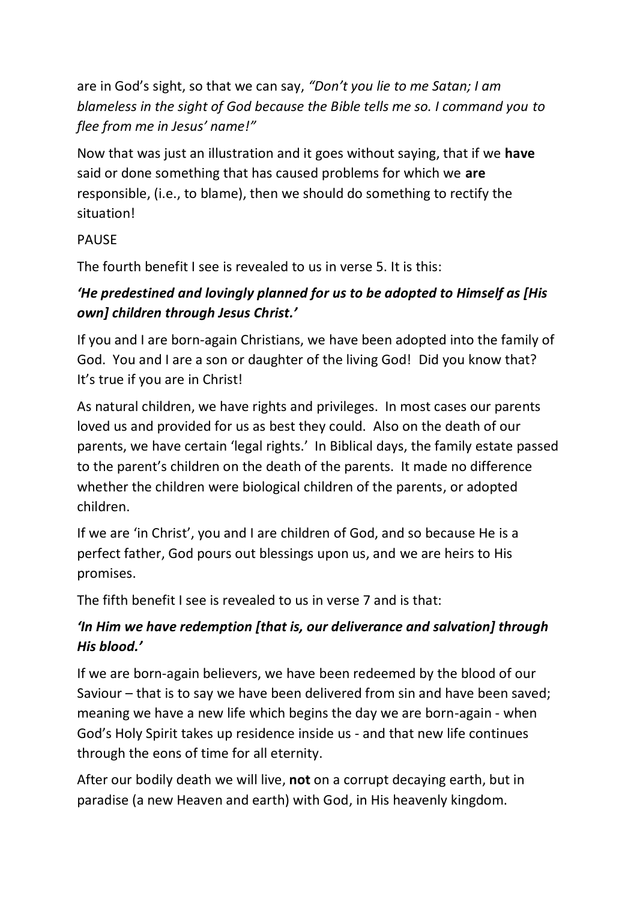are in God's sight, so that we can say, *"Don't you lie to me Satan; I am blameless in the sight of God because the Bible tells me so. I command you to flee from me in Jesus' name!"*

Now that was just an illustration and it goes without saying, that if we **have** said or done something that has caused problems for which we **are** responsible, (i.e., to blame), then we should do something to rectify the situation!

PAUSE

The fourth benefit I see is revealed to us in verse 5. It is this:

***'He predestined and lovingly planned for us to be adopted to Himself as [His own] children through Jesus Christ.'***

If you and I are born-again Christians, we have been adopted into the family of God. You and I are a son or daughter of the living God! Did you know that? It's true if you are in Christ!

As natural children, we have rights and privileges. In most cases our parents loved us and provided for us as best they could. Also on the death of our parents, we have certain 'legal rights.' In Biblical days, the family estate passed to the parent's children on the death of the parents. It made no difference whether the children were biological children of the parents, or adopted children.

If we are 'in Christ', you and I are children of God, and so because He is a perfect father, God pours out blessings upon us, and we are heirs to His promises.

The fifth benefit I see is revealed to us in verse 7 and is that:

***'In Him we have redemption [that is, our deliverance and salvation] through His blood.'***

If we are born-again believers, we have been redeemed by the blood of our Saviour – that is to say we have been delivered from sin and have been saved; meaning we have a new life which begins the day we are born-again - when God's Holy Spirit takes up residence inside us - and that new life continues through the eons of time for all eternity.

After our bodily death we will live, **not** on a corrupt decaying earth, but in paradise (a new Heaven and earth) with God, in His heavenly kingdom.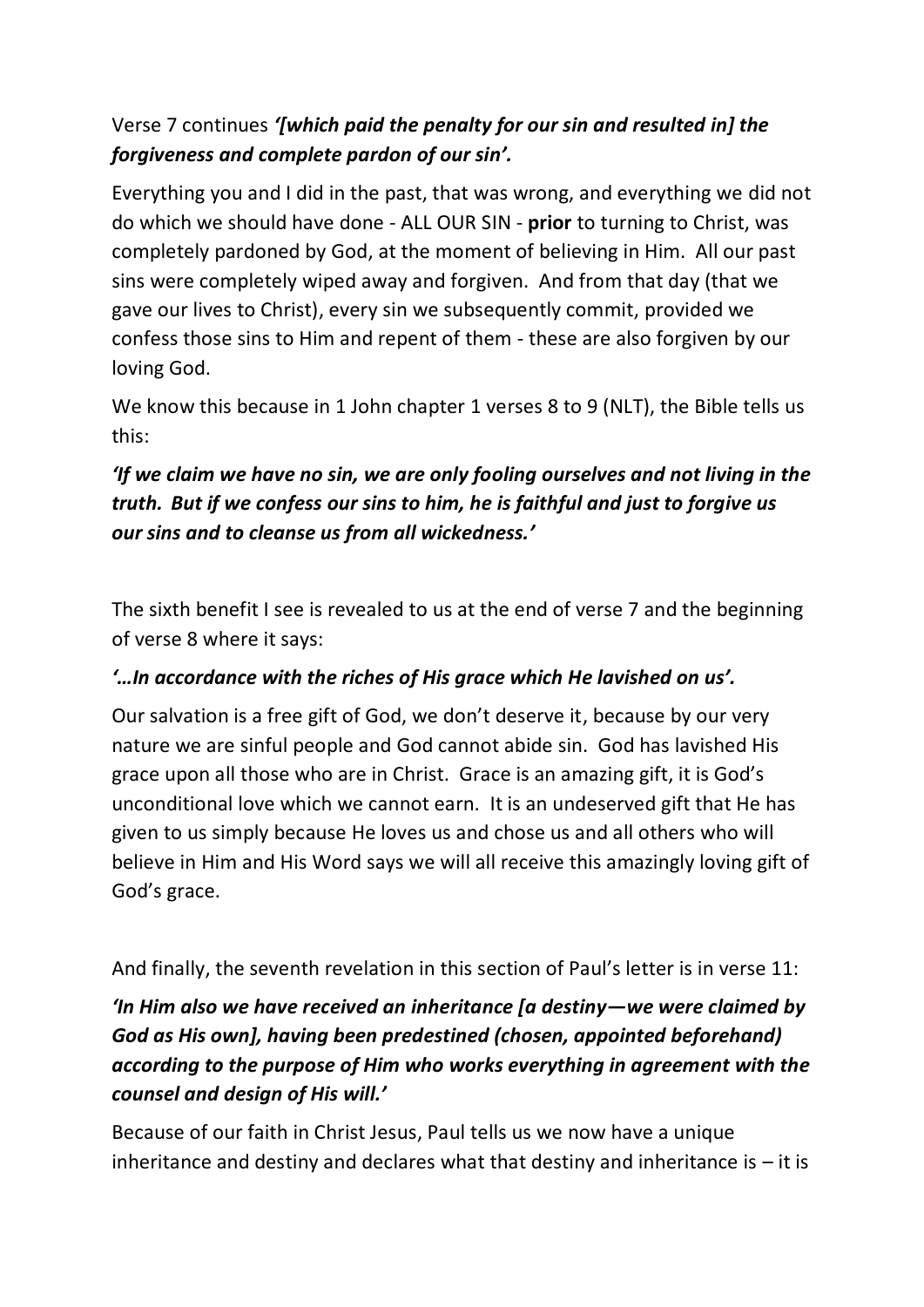Verse 7 continues ***'[which paid the penalty for our sin and resulted in] the forgiveness and complete pardon of our sin'.***

Everything you and I did in the past, that was wrong, and everything we did not do which we should have done - ALL OUR SIN - **prior** to turning to Christ, was completely pardoned by God, at the moment of believing in Him. All our past sins were completely wiped away and forgiven. And from that day (that we gave our lives to Christ), every sin we subsequently commit, provided we confess those sins to Him and repent of them - these are also forgiven by our loving God.

We know this because in 1 John chapter 1 verses 8 to 9 (NLT), the Bible tells us this:

***'If we claim we have no sin, we are only fooling ourselves and not living in the truth. But if we confess our sins to him, he is faithful and just to forgive us our sins and to cleanse us from all wickedness.'***

The sixth benefit I see is revealed to us at the end of verse 7 and the beginning of verse 8 where it says:

***'…In accordance with the riches of His grace which He lavished on us'.***

Our salvation is a free gift of God, we don't deserve it, because by our very nature we are sinful people and God cannot abide sin. God has lavished His grace upon all those who are in Christ. Grace is an amazing gift, it is God's unconditional love which we cannot earn. It is an undeserved gift that He has given to us simply because He loves us and chose us and all others who will believe in Him and His Word says we will all receive this amazingly loving gift of God's grace.

And finally, the seventh revelation in this section of Paul's letter is in verse 11:

***'In Him also we have received an inheritance [a destiny—we were claimed by God as His own], having been predestined (chosen, appointed beforehand) according to the purpose of Him who works everything in agreement with the counsel and design of His will.'***

Because of our faith in Christ Jesus, Paul tells us we now have a unique inheritance and destiny and declares what that destiny and inheritance is – it is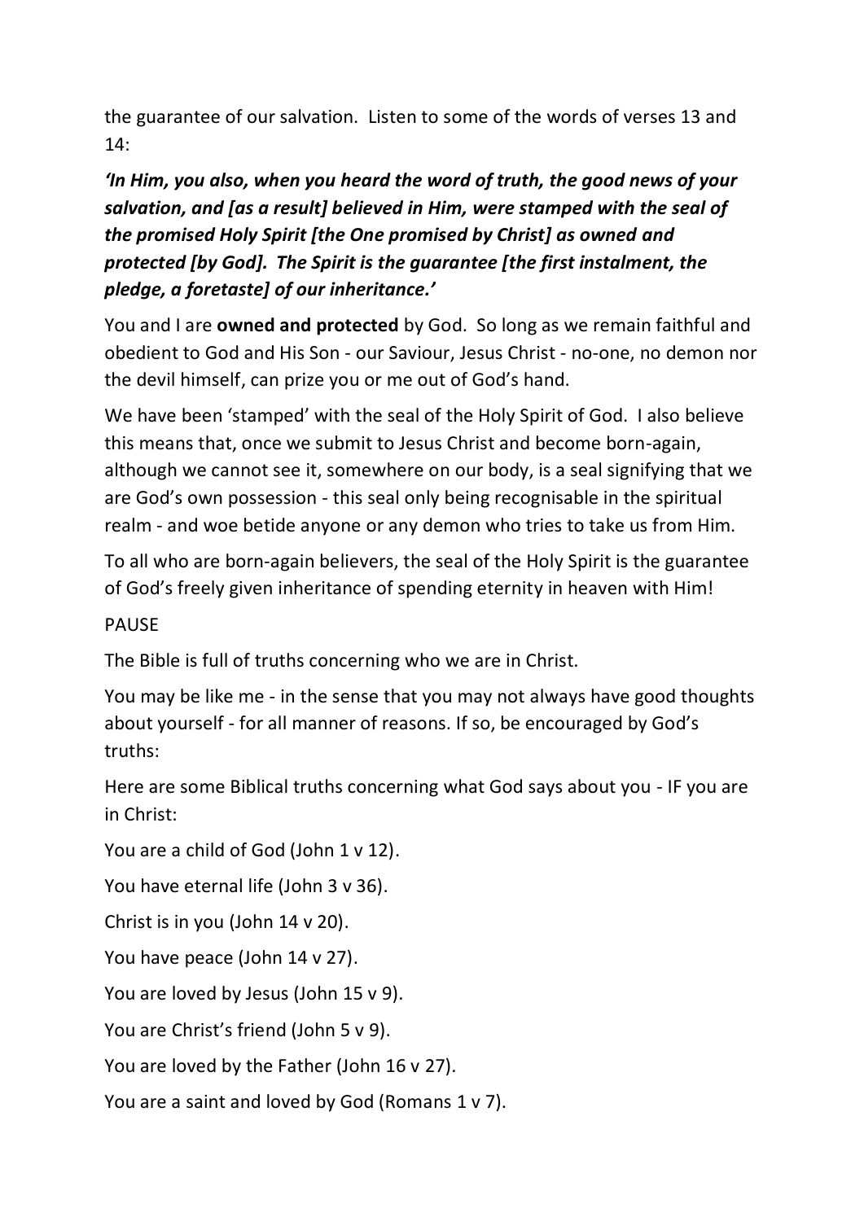the guarantee of our salvation. Listen to some of the words of verses 13 and 14:

***'In Him, you also, when you heard the word of truth, the good news of your salvation, and [as a result] believed in Him, were stamped with the seal of the promised Holy Spirit [the One promised by Christ] as owned and protected [by God]. The Spirit is the guarantee [the first instalment, the pledge, a foretaste] of our inheritance.'***

You and I are **owned and protected** by God. So long as we remain faithful and obedient to God and His Son - our Saviour, Jesus Christ - no-one, no demon nor the devil himself, can prize you or me out of God's hand.

We have been 'stamped' with the seal of the Holy Spirit of God. I also believe this means that, once we submit to Jesus Christ and become born-again, although we cannot see it, somewhere on our body, is a seal signifying that we are God's own possession - this seal only being recognisable in the spiritual realm - and woe betide anyone or any demon who tries to take us from Him.

To all who are born-again believers, the seal of the Holy Spirit is the guarantee of God's freely given inheritance of spending eternity in heaven with Him!

PAUSE

The Bible is full of truths concerning who we are in Christ.

You may be like me - in the sense that you may not always have good thoughts about yourself - for all manner of reasons. If so, be encouraged by God's truths:

Here are some Biblical truths concerning what God says about you - IF you are in Christ:

You are a child of God (John 1 v 12).

You have eternal life (John 3 v 36).

Christ is in you (John 14 v 20).

You have peace (John 14 v 27).

You are loved by Jesus (John 15 v 9).

You are Christ's friend (John 5 v 9).

You are loved by the Father (John 16 v 27).

You are a saint and loved by God (Romans 1 v 7).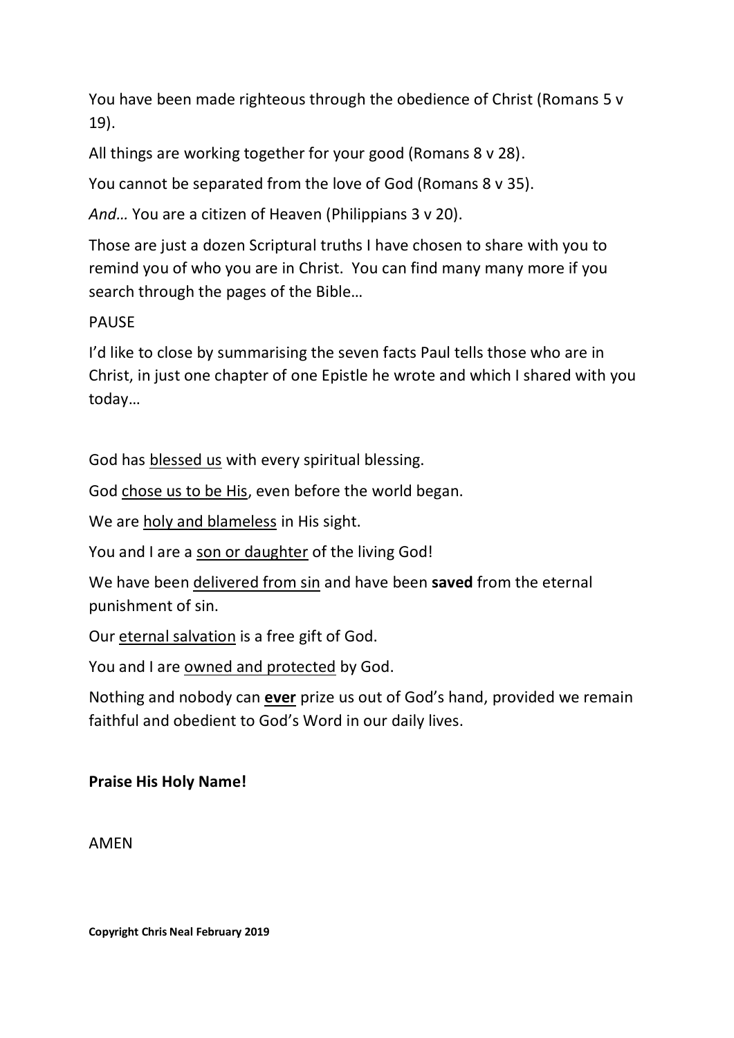You have been made righteous through the obedience of Christ (Romans 5 v 19).

All things are working together for your good (Romans 8 v 28).

You cannot be separated from the love of God (Romans 8 v 35).

*And…* You are a citizen of Heaven (Philippians 3 v 20).

Those are just a dozen Scriptural truths I have chosen to share with you to remind you of who you are in Christ. You can find many many more if you search through the pages of the Bible…

PAUSE

I'd like to close by summarising the seven facts Paul tells those who are in Christ, in just one chapter of one Epistle he wrote and which I shared with you today…

God has <u>blessed us</u> with every spiritual blessing.

God <u>chose us to be His</u>, even before the world began.

We are <u>holy and blameless</u> in His sight.

You and I are a <u>son or daughter</u> of the living God!

We have been <u>delivered from sin</u> and have been **saved** from the eternal punishment of sin.

Our <u>eternal salvation</u> is a free gift of God.

You and I are <u>owned and protected</u> by God.

Nothing and nobody can **<u>ever</u>** prize us out of God's hand, provided we remain faithful and obedient to God's Word in our daily lives.

**Praise His Holy Name!**

AMEN

**Copyright Chris Neal February 2019**